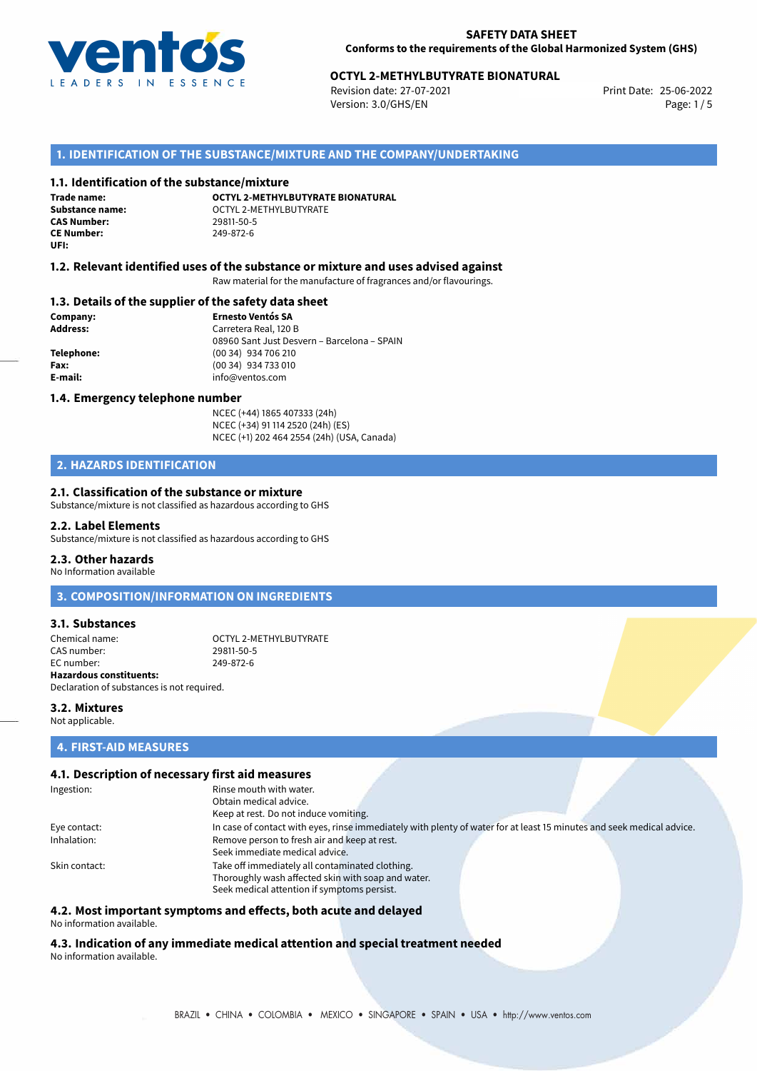**SAFETY DATA SHEET**
**Conforms to the requirements of the Global Harmonized System (GHS)**

**OCTYL 2-METHYLBUTYRATE BIONATURAL**
Revision date: 27-07-2021
Version: 3.0/GHS/EN
Print Date: 25-06-2022

## 1. IDENTIFICATION OF THE SUBSTANCE/MIXTURE AND THE COMPANY/UNDERTAKING

### 1.1. Identification of the substance/mixture

| | |
|---|---|
| **Trade name:** | **OCTYL 2-METHYLBUTYRATE BIONATURAL** |
| **Substance name:** | OCTYL 2-METHYLBUTYRATE |
| **CAS Number:** | 29811-50-5 |
| **CE Number:** | 249-872-6 |
| **UFI:** | |

### 1.2. Relevant identified uses of the substance or mixture and uses advised against

Raw material for the manufacture of fragrances and/or flavourings.

### 1.3. Details of the supplier of the safety data sheet

| | |
|---|---|
| **Company:** | **Ernesto Ventós SA** |
| **Address:** | Carretera Real, 120 B<br>08960 Sant Just Desvern – Barcelona – SPAIN |
| **Telephone:** | (00 34) 934 706 210 |
| **Fax:** | (00 34) 934 733 010 |
| **E-mail:** | info@ventos.com |

### 1.4. Emergency telephone number

NCEC (+44) 1865 407333 (24h)
NCEC (+34) 91 114 2520 (24h) (ES)
NCEC (+1) 202 464 2554 (24h) (USA, Canada)

## 2. HAZARDS IDENTIFICATION

### 2.1. Classification of the substance or mixture

Substance/mixture is not classified as hazardous according to GHS

### 2.2. Label Elements

Substance/mixture is not classified as hazardous according to GHS

### 2.3. Other hazards

No Information available

## 3. COMPOSITION/INFORMATION ON INGREDIENTS

### 3.1. Substances

| | |
|---|---|
| Chemical name: | OCTYL 2-METHYLBUTYRATE |
| CAS number: | 29811-50-5 |
| EC number: | 249-872-6 |

**Hazardous constituents:**
Declaration of substances is not required.

### 3.2. Mixtures

Not applicable.

## 4. FIRST-AID MEASURES

### 4.1. Description of necessary first aid measures

| | |
|---|---|
| Ingestion: | Rinse mouth with water.<br>Obtain medical advice.<br>Keep at rest. Do not induce vomiting. |
| Eye contact: | In case of contact with eyes, rinse immediately with plenty of water for at least 15 minutes and seek medical advice. |
| Inhalation: | Remove person to fresh air and keep at rest.<br>Seek immediate medical advice. |
| Skin contact: | Take off immediately all contaminated clothing.<br>Thoroughly wash affected skin with soap and water.<br>Seek medical attention if symptoms persist. |

### 4.2. Most important symptoms and effects, both acute and delayed

No information available.

### 4.3. Indication of any immediate medical attention and special treatment needed

No information available.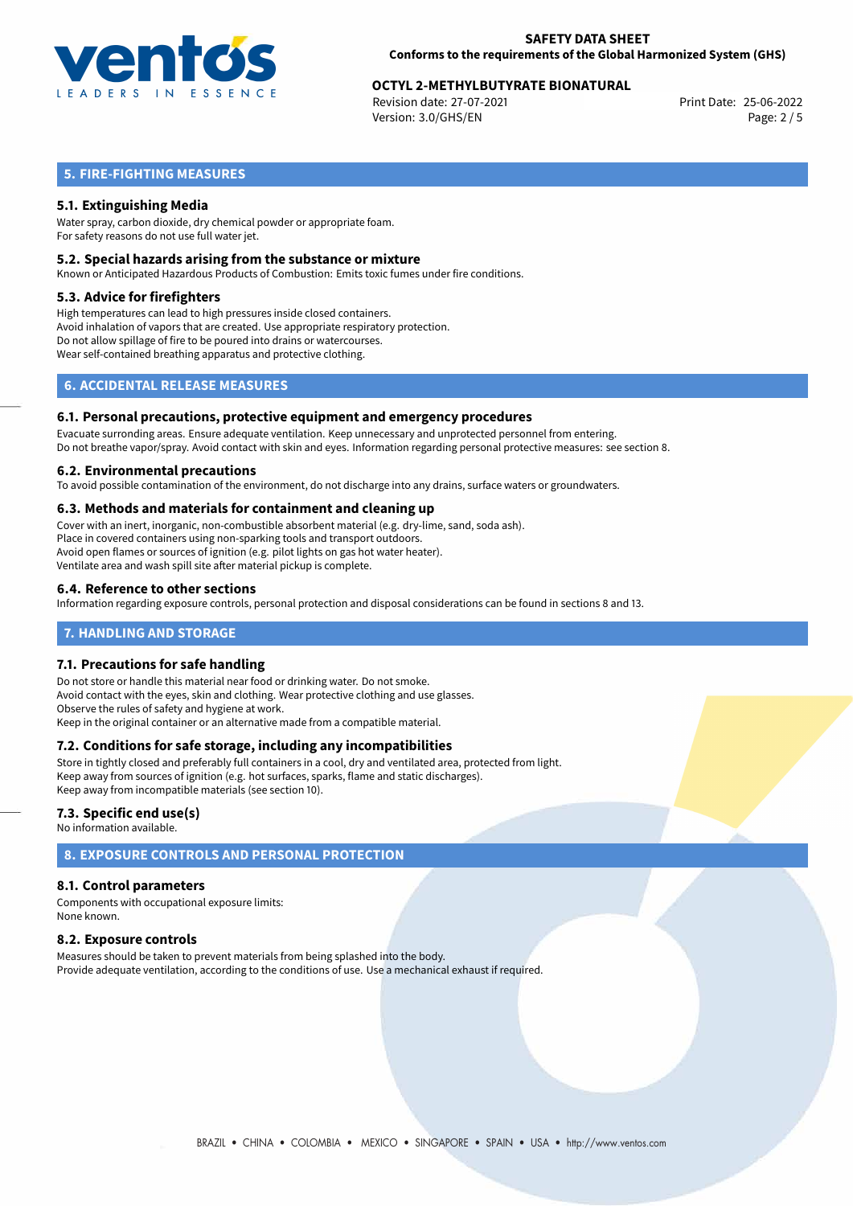## 5. FIRE-FIGHTING MEASURES

### 5.1. Extinguishing Media

Water spray, carbon dioxide, dry chemical powder or appropriate foam.
For safety reasons do not use full water jet.

### 5.2. Special hazards arising from the substance or mixture

Known or Anticipated Hazardous Products of Combustion: Emits toxic fumes under fire conditions.

### 5.3. Advice for firefighters

High temperatures can lead to high pressures inside closed containers.
Avoid inhalation of vapors that are created. Use appropriate respiratory protection.
Do not allow spillage of fire to be poured into drains or watercourses.
Wear self-contained breathing apparatus and protective clothing.

## 6. ACCIDENTAL RELEASE MEASURES

### 6.1. Personal precautions, protective equipment and emergency procedures

Evacuate surronding areas. Ensure adequate ventilation. Keep unnecessary and unprotected personnel from entering.
Do not breathe vapor/spray. Avoid contact with skin and eyes. Information regarding personal protective measures: see section 8.

### 6.2. Environmental precautions

To avoid possible contamination of the environment, do not discharge into any drains, surface waters or groundwaters.

### 6.3. Methods and materials for containment and cleaning up

Cover with an inert, inorganic, non-combustible absorbent material (e.g. dry-lime, sand, soda ash).
Place in covered containers using non-sparking tools and transport outdoors.
Avoid open flames or sources of ignition (e.g. pilot lights on gas hot water heater).
Ventilate area and wash spill site after material pickup is complete.

### 6.4. Reference to other sections

Information regarding exposure controls, personal protection and disposal considerations can be found in sections 8 and 13.

## 7. HANDLING AND STORAGE

### 7.1. Precautions for safe handling

Do not store or handle this material near food or drinking water. Do not smoke.
Avoid contact with the eyes, skin and clothing. Wear protective clothing and use glasses.
Observe the rules of safety and hygiene at work.
Keep in the original container or an alternative made from a compatible material.

### 7.2. Conditions for safe storage, including any incompatibilities

Store in tightly closed and preferably full containers in a cool, dry and ventilated area, protected from light.
Keep away from sources of ignition (e.g. hot surfaces, sparks, flame and static discharges).
Keep away from incompatible materials (see section 10).

### 7.3. Specific end use(s)

No information available.

## 8. EXPOSURE CONTROLS AND PERSONAL PROTECTION

### 8.1. Control parameters

Components with occupational exposure limits:
None known.

### 8.2. Exposure controls

Measures should be taken to prevent materials from being splashed into the body.
Provide adequate ventilation, according to the conditions of use. Use a mechanical exhaust if required.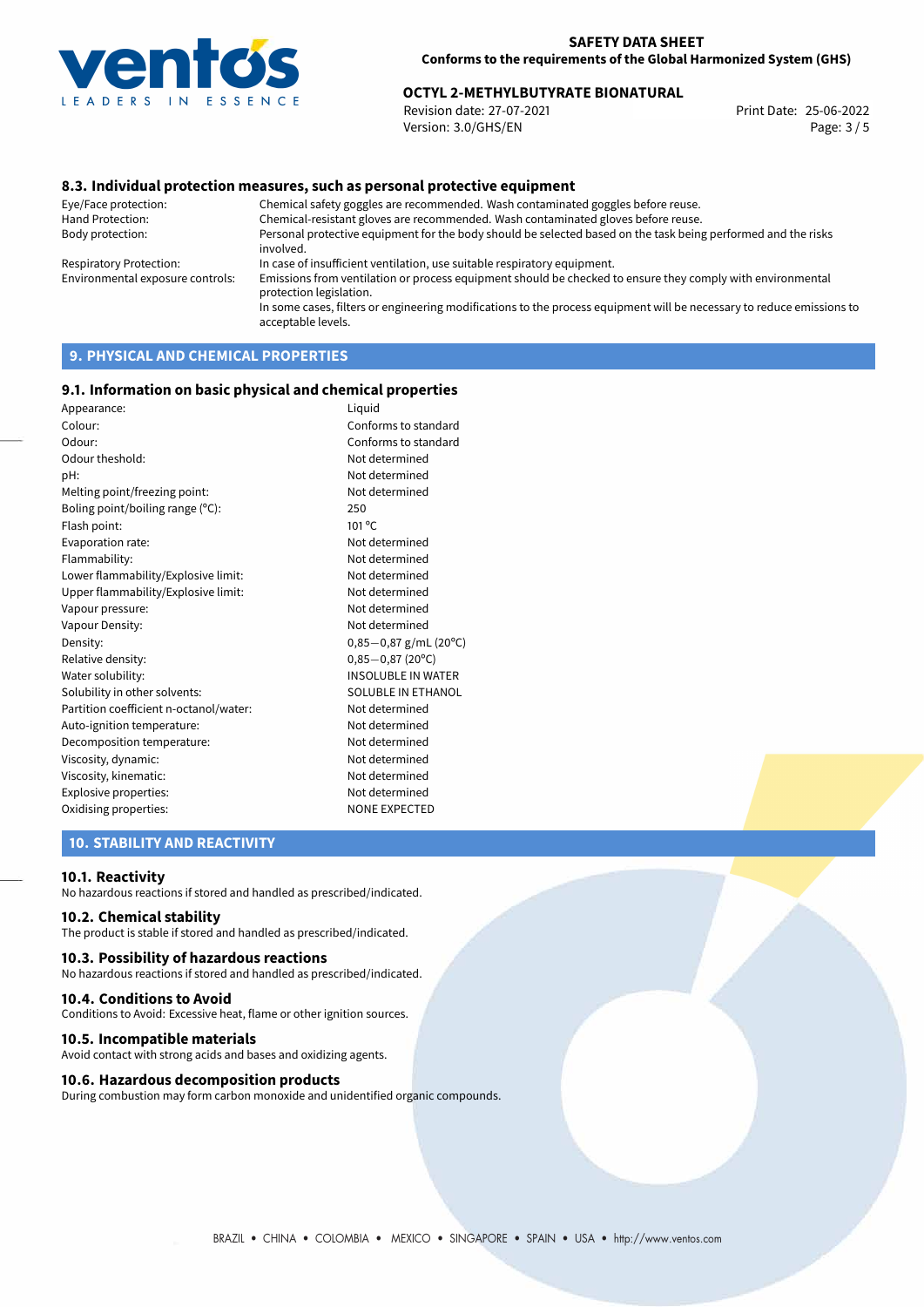### 8.3. Individual protection measures, such as personal protective equipment

| | |
|---|---|
| Eye/Face protection: | Chemical safety goggles are recommended. Wash contaminated goggles before reuse. |
| Hand Protection: | Chemical-resistant gloves are recommended. Wash contaminated gloves before reuse. |
| Body protection: | Personal protective equipment for the body should be selected based on the task being performed and the risks involved. |
| Respiratory Protection: | In case of insufficient ventilation, use suitable respiratory equipment. |
| Environmental exposure controls: | Emissions from ventilation or process equipment should be checked to ensure they comply with environmental protection legislation. In some cases, filters or engineering modifications to the process equipment will be necessary to reduce emissions to acceptable levels. |

## 9. PHYSICAL AND CHEMICAL PROPERTIES

### 9.1. Information on basic physical and chemical properties

| | |
|---|---|
| Appearance: | Liquid |
| Colour: | Conforms to standard |
| Odour: | Conforms to standard |
| Odour theshold: | Not determined |
| pH: | Not determined |
| Melting point/freezing point: | Not determined |
| Boling point/boiling range (°C): | 250 |
| Flash point: | 101 °C |
| Evaporation rate: | Not determined |
| Flammability: | Not determined |
| Lower flammability/Explosive limit: | Not determined |
| Upper flammability/Explosive limit: | Not determined |
| Vapour pressure: | Not determined |
| Vapour Density: | Not determined |
| Density: | 0,85−0,87 g/mL (20°C) |
| Relative density: | 0,85−0,87 (20°C) |
| Water solubility: | INSOLUBLE IN WATER |
| Solubility in other solvents: | SOLUBLE IN ETHANOL |
| Partition coefficient n-octanol/water: | Not determined |
| Auto-ignition temperature: | Not determined |
| Decomposition temperature: | Not determined |
| Viscosity, dynamic: | Not determined |
| Viscosity, kinematic: | Not determined |
| Explosive properties: | Not determined |
| Oxidising properties: | NONE EXPECTED |

## 10. STABILITY AND REACTIVITY

### 10.1. Reactivity
No hazardous reactions if stored and handled as prescribed/indicated.

### 10.2. Chemical stability
The product is stable if stored and handled as prescribed/indicated.

### 10.3. Possibility of hazardous reactions
No hazardous reactions if stored and handled as prescribed/indicated.

### 10.4. Conditions to Avoid
Conditions to Avoid: Excessive heat, flame or other ignition sources.

### 10.5. Incompatible materials
Avoid contact with strong acids and bases and oxidizing agents.

### 10.6. Hazardous decomposition products
During combustion may form carbon monoxide and unidentified organic compounds.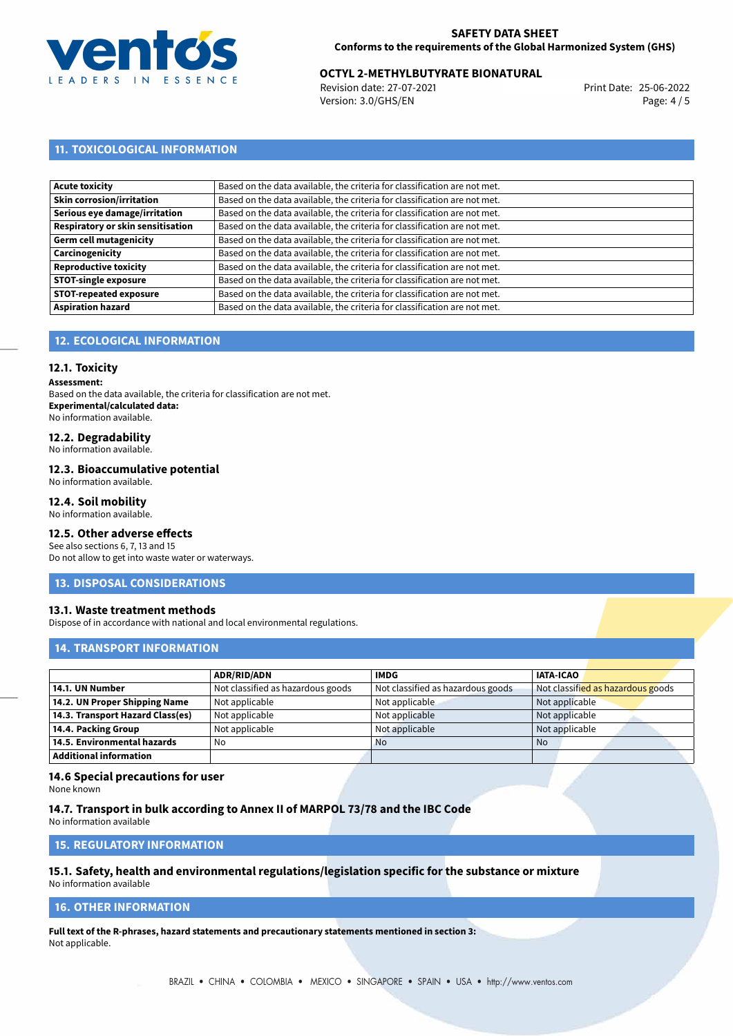## 11. TOXICOLOGICAL INFORMATION

| | |
|---|---|
| **Acute toxicity** | Based on the data available, the criteria for classification are not met. |
| **Skin corrosion/irritation** | Based on the data available, the criteria for classification are not met. |
| **Serious eye damage/irritation** | Based on the data available, the criteria for classification are not met. |
| **Respiratory or skin sensitisation** | Based on the data available, the criteria for classification are not met. |
| **Germ cell mutagenicity** | Based on the data available, the criteria for classification are not met. |
| **Carcinogenicity** | Based on the data available, the criteria for classification are not met. |
| **Reproductive toxicity** | Based on the data available, the criteria for classification are not met. |
| **STOT-single exposure** | Based on the data available, the criteria for classification are not met. |
| **STOT-repeated exposure** | Based on the data available, the criteria for classification are not met. |
| **Aspiration hazard** | Based on the data available, the criteria for classification are not met. |

## 12. ECOLOGICAL INFORMATION

### 12.1. Toxicity

**Assessment:**
Based on the data available, the criteria for classification are not met.
**Experimental/calculated data:**
No information available.

### 12.2. Degradability

No information available.

### 12.3. Bioaccumulative potential

No information available.

### 12.4. Soil mobility

No information available.

### 12.5. Other adverse effects

See also sections 6, 7, 13 and 15
Do not allow to get into waste water or waterways.

## 13. DISPOSAL CONSIDERATIONS

### 13.1. Waste treatment methods

Dispose of in accordance with national and local environmental regulations.

## 14. TRANSPORT INFORMATION

| | ADR/RID/ADN | IMDG | IATA-ICAO |
|---|---|---|---|
| **14.1. UN Number** | Not classified as hazardous goods | Not classified as hazardous goods | Not classified as hazardous goods |
| **14.2. UN Proper Shipping Name** | Not applicable | Not applicable | Not applicable |
| **14.3. Transport Hazard Class(es)** | Not applicable | Not applicable | Not applicable |
| **14.4. Packing Group** | Not applicable | Not applicable | Not applicable |
| **14.5. Environmental hazards** | No | No | No |
| **Additional information** | | | |

### 14.6 Special precautions for user

None known

### 14.7. Transport in bulk according to Annex II of MARPOL 73/78 and the IBC Code

No information available

## 15. REGULATORY INFORMATION

### 15.1. Safety, health and environmental regulations/legislation specific for the substance or mixture

No information available

## 16. OTHER INFORMATION

**Full text of the R-phrases, hazard statements and precautionary statements mentioned in section 3:**
Not applicable.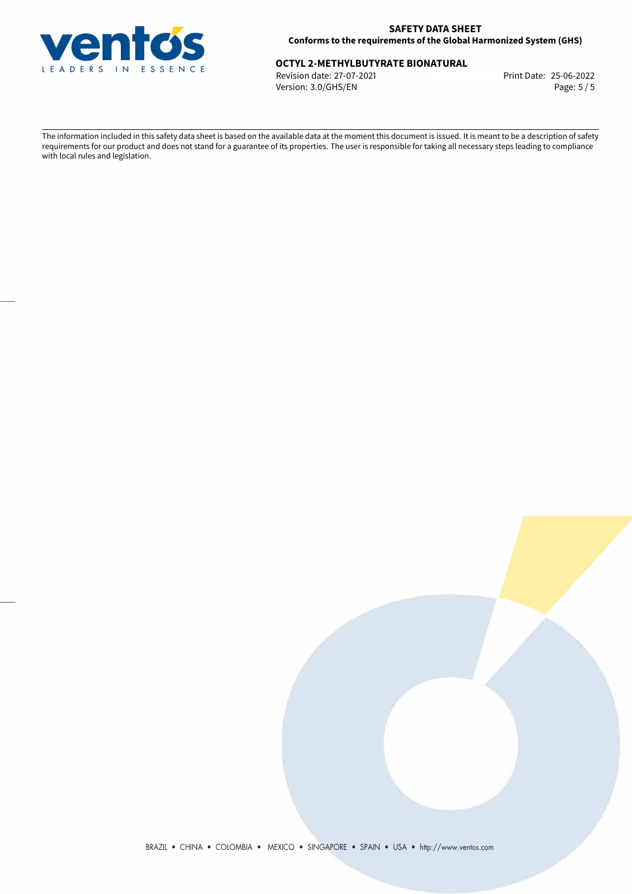The information included in this safety data sheet is based on the available data at the moment this document is issued. It is meant to be a description of safety requirements for our product and does not stand for a guarantee of its properties. The user is responsible for taking all necessary steps leading to compliance with local rules and legislation.